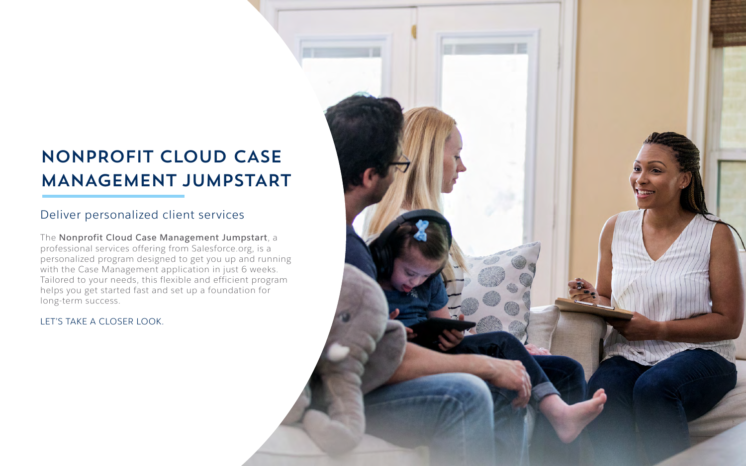# NONPROFIT CLOUD CASE MANAGEMENT JUMPSTART

## Deliver personalized client services

The **Nonprofit Cloud Case Management Jumpstart**, a professional services offering from Salesforce.org, is a personalized program designed to get you up and running with the Case Management application in just 6 weeks. Tailored to your needs, this flexible and efficient program helps you get started fast and set up a foundation for long-term success.

LET'S TAKE A CLOSER LOOK.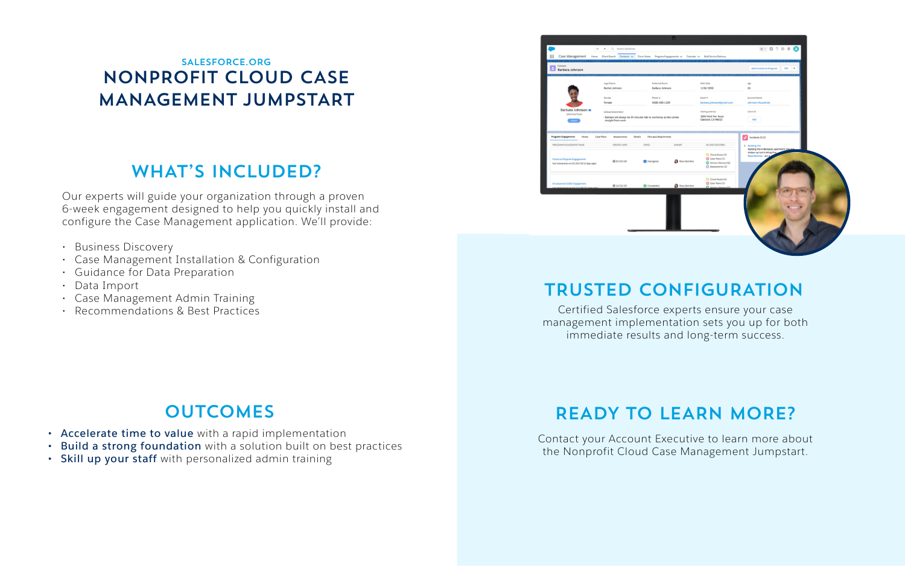SALESFORCE.ORG

# NONPROFIT CLOUD CASE MANAGEMENT JUMPSTART

## WHAT'S INCLUDED?

Our experts will guide your organization through a proven 6-week engagement designed to help you quickly install and configure the Case Management application. We'll provide:

- Business Discovery
- Case Management Installation & Configuration
- Guidance for Data Preparation
- Data Import
- Case Management Admin Training
- Recommendations & Best Practices

## OUTCOMES

- **Accelerate time to value** with a rapid implementation
- **Build a strong foundation** with a solution built on best practices
- **Skill up your staff** with personalized admin training

## TRUSTED CONFIGURATION

Certified Salesforce experts ensure your case management implementation sets you up for both immediate results and long-term success.

## READY TO LEARN MORE?

Contact your Account Executive to learn more about the Nonprofit Cloud Case Management Jumpstart.